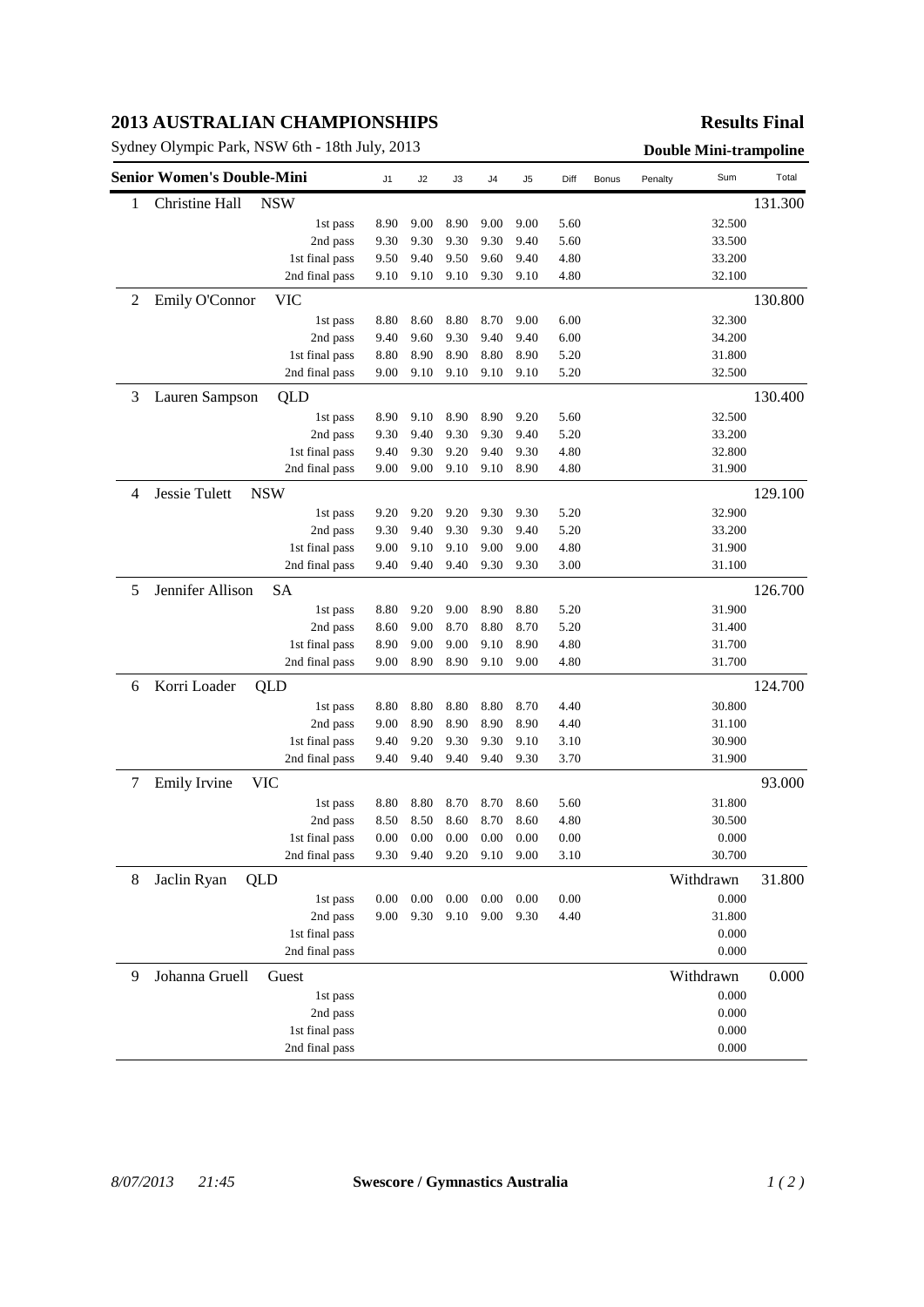# 2013 AUSTRALIAN CHAMPIONSHIPS

**Results Final**

Sydney Olympic Park, NSW 6th - 18th July, 2013

**Double Mini-trampoline**

| Senior Women's Double-Mini | | | J1 | J2 | J3 | J4 | J5 | Diff | Bonus | Penalty | Sum | Total |
|---|---|---|---|---|---|---|---|---|---|---|---|---|
| 1 | Christine Hall | NSW | | | | | | | | | | 131.300 |
| | | 1st pass | 8.90 | 9.00 | 8.90 | 9.00 | 9.00 | 5.60 | | | 32.500 | |
| | | 2nd pass | 9.30 | 9.30 | 9.30 | 9.30 | 9.40 | 5.60 | | | 33.500 | |
| | | 1st final pass | 9.50 | 9.40 | 9.50 | 9.60 | 9.40 | 4.80 | | | 33.200 | |
| | | 2nd final pass | 9.10 | 9.10 | 9.10 | 9.30 | 9.10 | 4.80 | | | 32.100 | |
| 2 | Emily O'Connor | VIC | | | | | | | | | | 130.800 |
| | | 1st pass | 8.80 | 8.60 | 8.80 | 8.70 | 9.00 | 6.00 | | | 32.300 | |
| | | 2nd pass | 9.40 | 9.60 | 9.30 | 9.40 | 9.40 | 6.00 | | | 34.200 | |
| | | 1st final pass | 8.80 | 8.90 | 8.90 | 8.80 | 8.90 | 5.20 | | | 31.800 | |
| | | 2nd final pass | 9.00 | 9.10 | 9.10 | 9.10 | 9.10 | 5.20 | | | 32.500 | |
| 3 | Lauren Sampson | QLD | | | | | | | | | | 130.400 |
| | | 1st pass | 8.90 | 9.10 | 8.90 | 8.90 | 9.20 | 5.60 | | | 32.500 | |
| | | 2nd pass | 9.30 | 9.40 | 9.30 | 9.30 | 9.40 | 5.20 | | | 33.200 | |
| | | 1st final pass | 9.40 | 9.30 | 9.20 | 9.40 | 9.30 | 4.80 | | | 32.800 | |
| | | 2nd final pass | 9.00 | 9.00 | 9.10 | 9.10 | 8.90 | 4.80 | | | 31.900 | |
| 4 | Jessie Tulett | NSW | | | | | | | | | | 129.100 |
| | | 1st pass | 9.20 | 9.20 | 9.20 | 9.30 | 9.30 | 5.20 | | | 32.900 | |
| | | 2nd pass | 9.30 | 9.40 | 9.30 | 9.30 | 9.40 | 5.20 | | | 33.200 | |
| | | 1st final pass | 9.00 | 9.10 | 9.10 | 9.00 | 9.00 | 4.80 | | | 31.900 | |
| | | 2nd final pass | 9.40 | 9.40 | 9.40 | 9.30 | 9.30 | 3.00 | | | 31.100 | |
| 5 | Jennifer Allison | SA | | | | | | | | | | 126.700 |
| | | 1st pass | 8.80 | 9.20 | 9.00 | 8.90 | 8.80 | 5.20 | | | 31.900 | |
| | | 2nd pass | 8.60 | 9.00 | 8.70 | 8.80 | 8.70 | 5.20 | | | 31.400 | |
| | | 1st final pass | 8.90 | 9.00 | 9.00 | 9.10 | 8.90 | 4.80 | | | 31.700 | |
| | | 2nd final pass | 9.00 | 8.90 | 8.90 | 9.10 | 9.00 | 4.80 | | | 31.700 | |
| 6 | Korri Loader | QLD | | | | | | | | | | 124.700 |
| | | 1st pass | 8.80 | 8.80 | 8.80 | 8.80 | 8.70 | 4.40 | | | 30.800 | |
| | | 2nd pass | 9.00 | 8.90 | 8.90 | 8.90 | 8.90 | 4.40 | | | 31.100 | |
| | | 1st final pass | 9.40 | 9.20 | 9.30 | 9.30 | 9.10 | 3.10 | | | 30.900 | |
| | | 2nd final pass | 9.40 | 9.40 | 9.40 | 9.40 | 9.30 | 3.70 | | | 31.900 | |
| 7 | Emily Irvine | VIC | | | | | | | | | | 93.000 |
| | | 1st pass | 8.80 | 8.80 | 8.70 | 8.70 | 8.60 | 5.60 | | | 31.800 | |
| | | 2nd pass | 8.50 | 8.50 | 8.60 | 8.70 | 8.60 | 4.80 | | | 30.500 | |
| | | 1st final pass | 0.00 | 0.00 | 0.00 | 0.00 | 0.00 | 0.00 | | | 0.000 | |
| | | 2nd final pass | 9.30 | 9.40 | 9.20 | 9.10 | 9.00 | 3.10 | | | 30.700 | |
| 8 | Jaclin Ryan | QLD | | | | | | | | | Withdrawn | 31.800 |
| | | 1st pass | 0.00 | 0.00 | 0.00 | 0.00 | 0.00 | 0.00 | | | 0.000 | |
| | | 2nd pass | 9.00 | 9.30 | 9.10 | 9.00 | 9.30 | 4.40 | | | 31.800 | |
| | | 1st final pass | | | | | | | | | 0.000 | |
| | | 2nd final pass | | | | | | | | | 0.000 | |
| 9 | Johanna Gruell | Guest | | | | | | | | | Withdrawn | 0.000 |
| | | 1st pass | | | | | | | | | 0.000 | |
| | | 2nd pass | | | | | | | | | 0.000 | |
| | | 1st final pass | | | | | | | | | 0.000 | |
| | | 2nd final pass | | | | | | | | | 0.000 | |

*8/07/2013 21:45* **Swescore / Gymnastics Australia**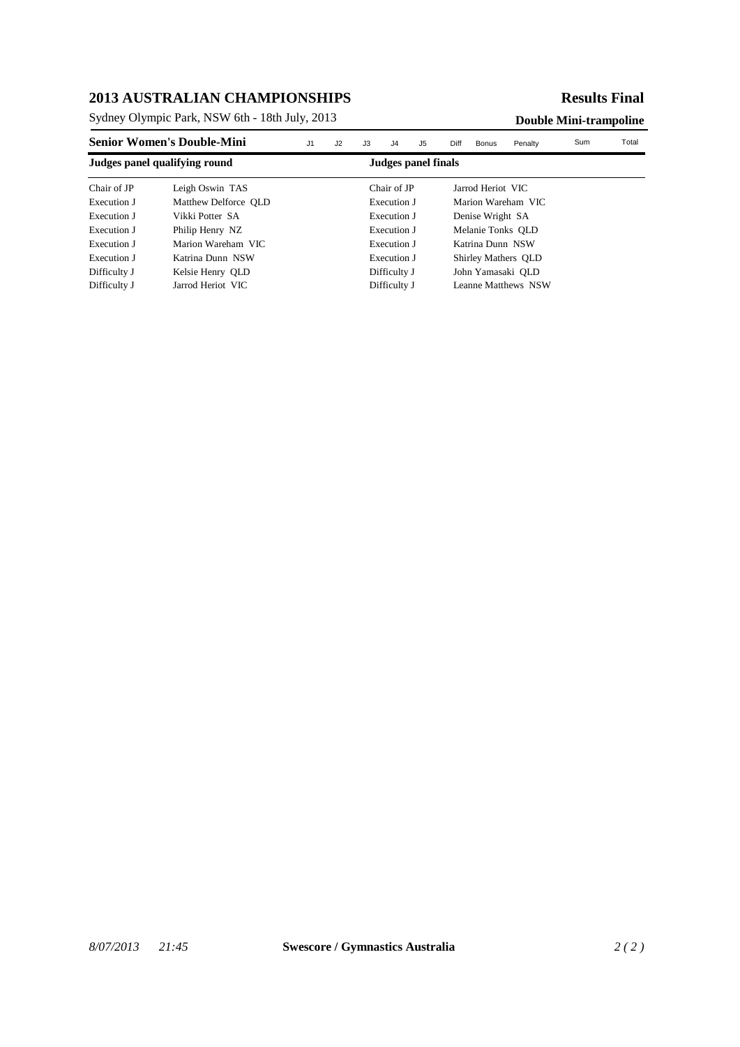# 2013 AUSTRALIAN CHAMPIONSHIPS

**Results Final**

Sydney Olympic Park, NSW 6th - 18th July, 2013

**Double Mini-trampoline**

## Senior Women's Double-Mini

| J1 | J2 | J3 | J4 | J5 | Diff | Bonus | Penalty | Sum | Total |
|---|---|---|---|---|---|---|---|---|---|

| Judges panel qualifying round | | Judges panel finals | |
|---|---|---|---|
| Chair of JP | Leigh Oswin TAS | Chair of JP | Jarrod Heriot VIC |
| Execution J | Matthew Delforce QLD | Execution J | Marion Wareham VIC |
| Execution J | Vikki Potter SA | Execution J | Denise Wright SA |
| Execution J | Philip Henry NZ | Execution J | Melanie Tonks QLD |
| Execution J | Marion Wareham VIC | Execution J | Katrina Dunn NSW |
| Execution J | Katrina Dunn NSW | Execution J | Shirley Mathers QLD |
| Difficulty J | Kelsie Henry QLD | Difficulty J | John Yamasaki QLD |
| Difficulty J | Jarrod Heriot VIC | Difficulty J | Leanne Matthews NSW |

*8/07/2013 21:45* **Swescore / Gymnastics Australia**